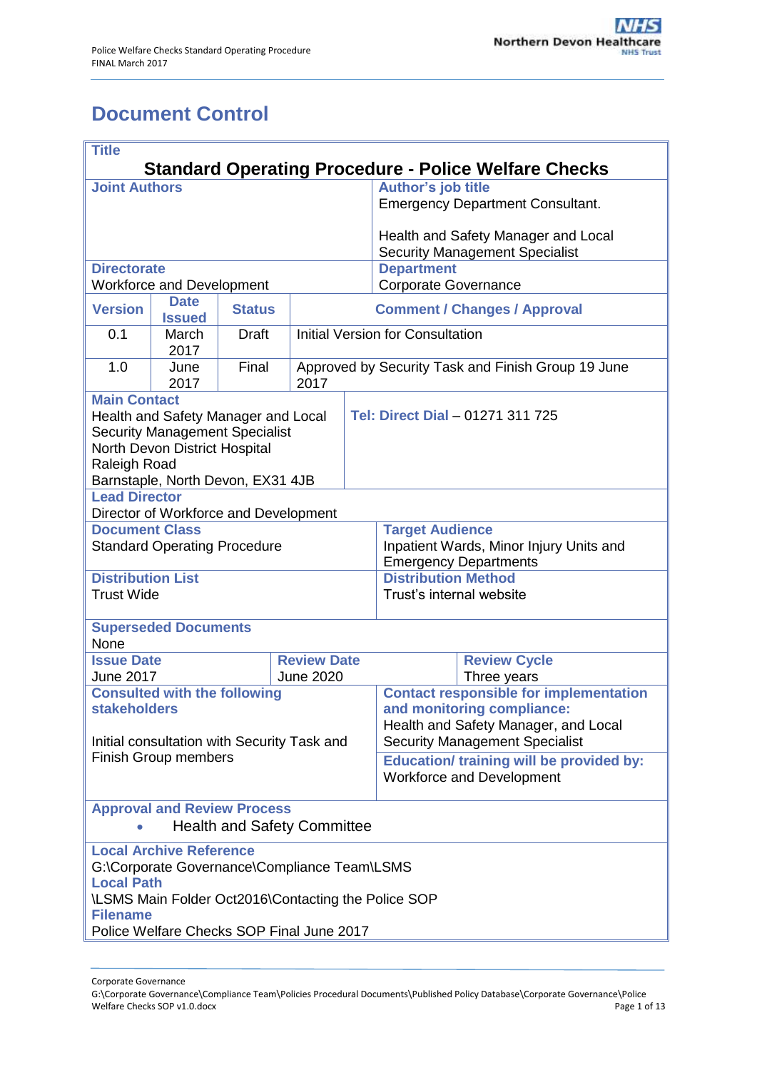# Document Control

| **Title** | | | | |
|---|---|---|---|---|
| **Standard Operating Procedure - Police Welfare Checks** | | | | |
| **Joint Authors** | | | **Author's job title**<br>Emergency Department Consultant.<br><br>Health and Safety Manager and Local Security Management Specialist | |
| **Directorate**<br>Workforce and Development | | | **Department**<br>Corporate Governance | |
| **Version** | **Date Issued** | **Status** | **Comment / Changes / Approval** | |
| 0.1 | March 2017 | Draft | Initial Version for Consultation | |
| 1.0 | June 2017 | Final | Approved by Security Task and Finish Group 19 June 2017 | |
| **Main Contact**<br>Health and Safety Manager and Local Security Management Specialist<br>North Devon District Hospital<br>Raleigh Road<br>Barnstaple, North Devon, EX31 4JB | | | **Tel: Direct Dial** – 01271 311 725 | |
| **Lead Director**<br>Director of Workforce and Development | | | | |
| **Document Class**<br>Standard Operating Procedure | | | **Target Audience**<br>Inpatient Wards, Minor Injury Units and Emergency Departments | |
| **Distribution List**<br>Trust Wide | | | **Distribution Method**<br>Trust's internal website | |
| **Superseded Documents**<br>None | | | | |
| **Issue Date**<br>June 2017 | | **Review Date**<br>June 2020 | | **Review Cycle**<br>Three years |
| **Consulted with the following stakeholders**<br><br>Initial consultation with Security Task and Finish Group members | | | **Contact responsible for implementation and monitoring compliance:**<br>Health and Safety Manager, and Local Security Management Specialist<br><br>**Education/ training will be provided by:**<br>Workforce and Development | |
| **Approval and Review Process**<br>• Health and Safety Committee | | | | |
| **Local Archive Reference**<br>G:\Corporate Governance\Compliance Team\LSMS<br>**Local Path**<br>\LSMS Main Folder Oct2016\Contacting the Police SOP<br>**Filename**<br>Police Welfare Checks SOP Final June 2017 | | | | |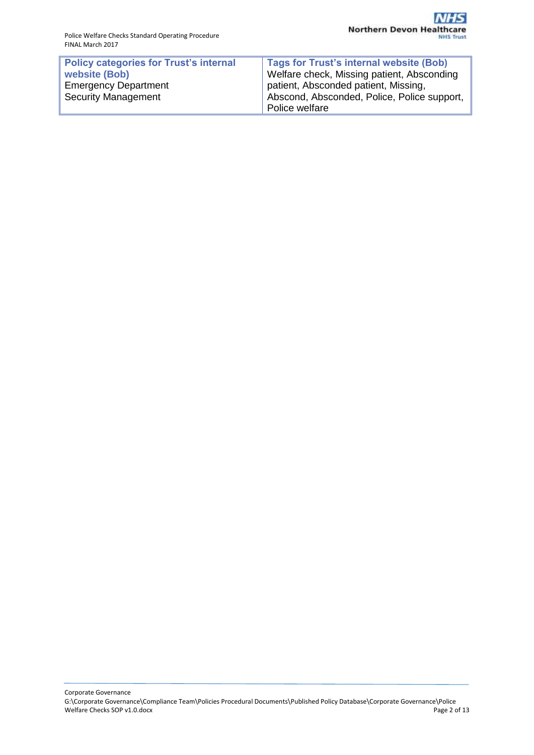| Policy categories for Trust's internal website (Bob) | Tags for Trust's internal website (Bob) |
| --- | --- |
| Emergency Department<br>Security Management | Welfare check, Missing patient, Absconding patient, Absconded patient, Missing, Abscond, Absconded, Police, Police support, Police welfare |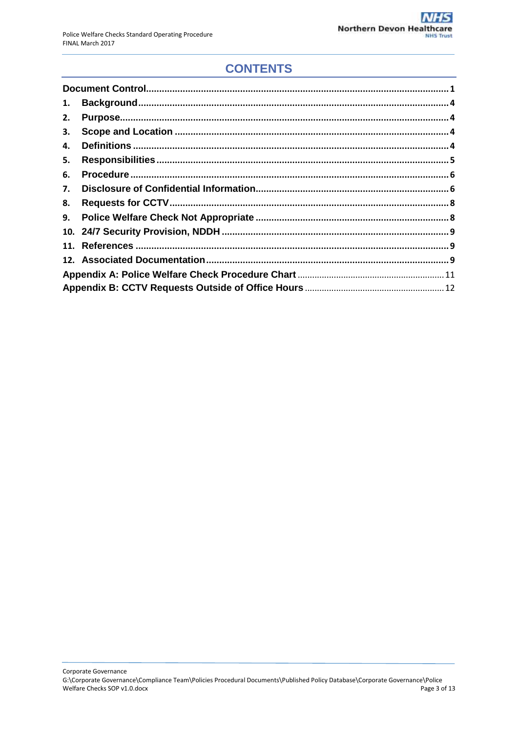# CONTENTS

| | | |
|---|---|---|
| **Document Control** | | **1** |
| **1.** | **Background** | **4** |
| **2.** | **Purpose** | **4** |
| **3.** | **Scope and Location** | **4** |
| **4.** | **Definitions** | **4** |
| **5.** | **Responsibilities** | **5** |
| **6.** | **Procedure** | **6** |
| **7.** | **Disclosure of Confidential Information** | **6** |
| **8.** | **Requests for CCTV** | **8** |
| **9.** | **Police Welfare Check Not Appropriate** | **8** |
| **10.** | **24/7 Security Provision, NDDH** | **9** |
| **11.** | **References** | **9** |
| **12.** | **Associated Documentation** | **9** |
| **Appendix A: Police Welfare Check Procedure Chart** | | 11 |
| **Appendix B: CCTV Requests Outside of Office Hours** | | 12 |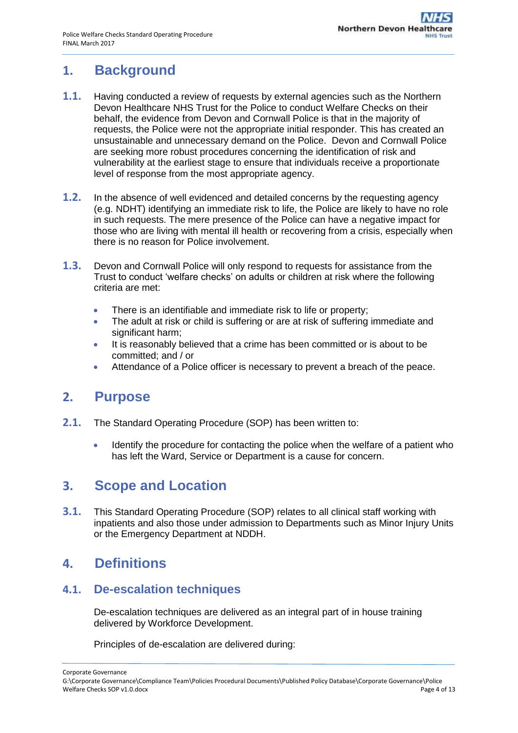# 1. Background

**1.1.** Having conducted a review of requests by external agencies such as the Northern Devon Healthcare NHS Trust for the Police to conduct Welfare Checks on their behalf, the evidence from Devon and Cornwall Police is that in the majority of requests, the Police were not the appropriate initial responder. This has created an unsustainable and unnecessary demand on the Police. Devon and Cornwall Police are seeking more robust procedures concerning the identification of risk and vulnerability at the earliest stage to ensure that individuals receive a proportionate level of response from the most appropriate agency.

**1.2.** In the absence of well evidenced and detailed concerns by the requesting agency (e.g. NDHT) identifying an immediate risk to life, the Police are likely to have no role in such requests. The mere presence of the Police can have a negative impact for those who are living with mental ill health or recovering from a crisis, especially when there is no reason for Police involvement.

**1.3.** Devon and Cornwall Police will only respond to requests for assistance from the Trust to conduct 'welfare checks' on adults or children at risk where the following criteria are met:

- There is an identifiable and immediate risk to life or property;
- The adult at risk or child is suffering or are at risk of suffering immediate and significant harm;
- It is reasonably believed that a crime has been committed or is about to be committed; and / or
- Attendance of a Police officer is necessary to prevent a breach of the peace.

# 2. Purpose

**2.1.** The Standard Operating Procedure (SOP) has been written to:

- Identify the procedure for contacting the police when the welfare of a patient who has left the Ward, Service or Department is a cause for concern.

# 3. Scope and Location

**3.1.** This Standard Operating Procedure (SOP) relates to all clinical staff working with inpatients and also those under admission to Departments such as Minor Injury Units or the Emergency Department at NDDH.

# 4. Definitions

## 4.1. De-escalation techniques

De-escalation techniques are delivered as an integral part of in house training delivered by Workforce Development.

Principles of de-escalation are delivered during: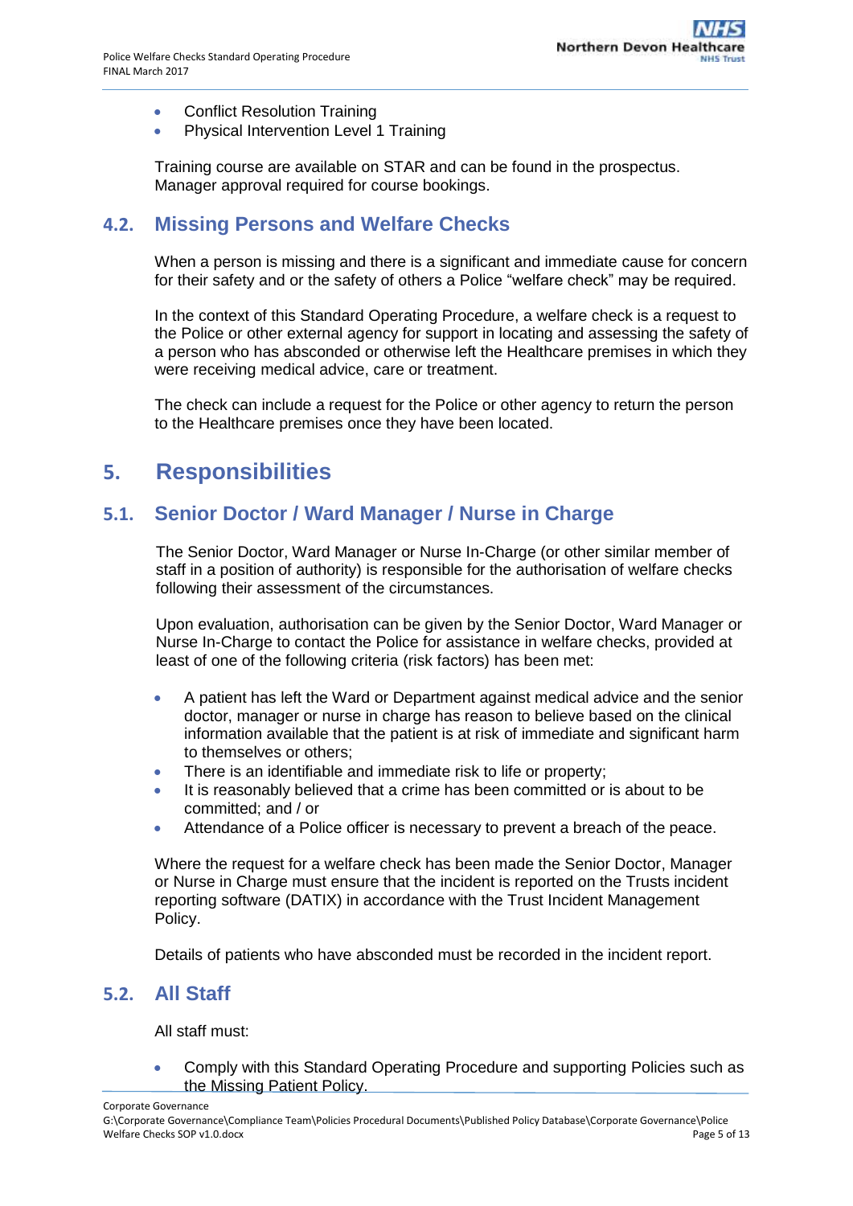- Conflict Resolution Training
- Physical Intervention Level 1 Training

Training course are available on STAR and can be found in the prospectus. Manager approval required for course bookings.

## 4.2. Missing Persons and Welfare Checks

When a person is missing and there is a significant and immediate cause for concern for their safety and or the safety of others a Police "welfare check" may be required.

In the context of this Standard Operating Procedure, a welfare check is a request to the Police or other external agency for support in locating and assessing the safety of a person who has absconded or otherwise left the Healthcare premises in which they were receiving medical advice, care or treatment.

The check can include a request for the Police or other agency to return the person to the Healthcare premises once they have been located.

# 5. Responsibilities

## 5.1. Senior Doctor / Ward Manager / Nurse in Charge

The Senior Doctor, Ward Manager or Nurse In-Charge (or other similar member of staff in a position of authority) is responsible for the authorisation of welfare checks following their assessment of the circumstances.

Upon evaluation, authorisation can be given by the Senior Doctor, Ward Manager or Nurse In-Charge to contact the Police for assistance in welfare checks, provided at least of one of the following criteria (risk factors) has been met:

- A patient has left the Ward or Department against medical advice and the senior doctor, manager or nurse in charge has reason to believe based on the clinical information available that the patient is at risk of immediate and significant harm to themselves or others;
- There is an identifiable and immediate risk to life or property;
- It is reasonably believed that a crime has been committed or is about to be committed; and / or
- Attendance of a Police officer is necessary to prevent a breach of the peace.

Where the request for a welfare check has been made the Senior Doctor, Manager or Nurse in Charge must ensure that the incident is reported on the Trusts incident reporting software (DATIX) in accordance with the Trust Incident Management Policy.

Details of patients who have absconded must be recorded in the incident report.

## 5.2. All Staff

All staff must:

- Comply with this Standard Operating Procedure and supporting Policies such as the Missing Patient Policy.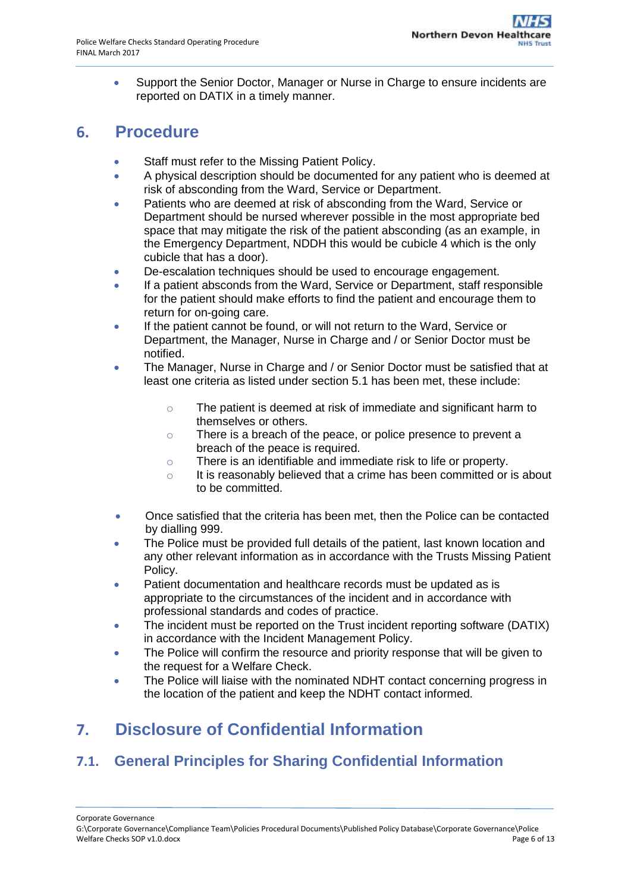- Support the Senior Doctor, Manager or Nurse in Charge to ensure incidents are reported on DATIX in a timely manner.

## 6. Procedure

- Staff must refer to the Missing Patient Policy.
- A physical description should be documented for any patient who is deemed at risk of absconding from the Ward, Service or Department.
- Patients who are deemed at risk of absconding from the Ward, Service or Department should be nursed wherever possible in the most appropriate bed space that may mitigate the risk of the patient absconding (as an example, in the Emergency Department, NDDH this would be cubicle 4 which is the only cubicle that has a door).
- De-escalation techniques should be used to encourage engagement.
- If a patient absconds from the Ward, Service or Department, staff responsible for the patient should make efforts to find the patient and encourage them to return for on-going care.
- If the patient cannot be found, or will not return to the Ward, Service or Department, the Manager, Nurse in Charge and / or Senior Doctor must be notified.
- The Manager, Nurse in Charge and / or Senior Doctor must be satisfied that at least one criteria as listed under section 5.1 has been met, these include:
    - The patient is deemed at risk of immediate and significant harm to themselves or others.
    - There is a breach of the peace, or police presence to prevent a breach of the peace is required.
    - There is an identifiable and immediate risk to life or property.
    - It is reasonably believed that a crime has been committed or is about to be committed.
- Once satisfied that the criteria has been met, then the Police can be contacted by dialling 999.
- The Police must be provided full details of the patient, last known location and any other relevant information as in accordance with the Trusts Missing Patient Policy.
- Patient documentation and healthcare records must be updated as is appropriate to the circumstances of the incident and in accordance with professional standards and codes of practice.
- The incident must be reported on the Trust incident reporting software (DATIX) in accordance with the Incident Management Policy.
- The Police will confirm the resource and priority response that will be given to the request for a Welfare Check.
- The Police will liaise with the nominated NDHT contact concerning progress in the location of the patient and keep the NDHT contact informed.

## 7. Disclosure of Confidential Information

### 7.1. General Principles for Sharing Confidential Information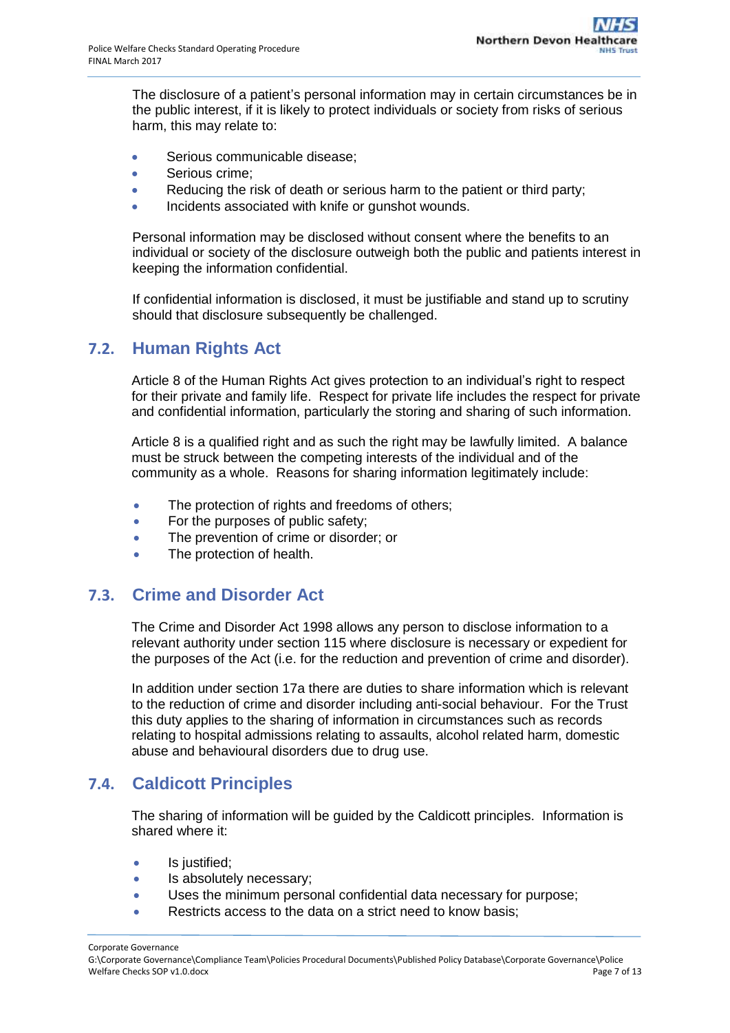The disclosure of a patient's personal information may in certain circumstances be in the public interest, if it is likely to protect individuals or society from risks of serious harm, this may relate to:

- Serious communicable disease;
- Serious crime;
- Reducing the risk of death or serious harm to the patient or third party;
- Incidents associated with knife or gunshot wounds.

Personal information may be disclosed without consent where the benefits to an individual or society of the disclosure outweigh both the public and patients interest in keeping the information confidential.

If confidential information is disclosed, it must be justifiable and stand up to scrutiny should that disclosure subsequently be challenged.

## 7.2. Human Rights Act

Article 8 of the Human Rights Act gives protection to an individual's right to respect for their private and family life. Respect for private life includes the respect for private and confidential information, particularly the storing and sharing of such information.

Article 8 is a qualified right and as such the right may be lawfully limited. A balance must be struck between the competing interests of the individual and of the community as a whole. Reasons for sharing information legitimately include:

- The protection of rights and freedoms of others;
- For the purposes of public safety;
- The prevention of crime or disorder; or
- The protection of health.

## 7.3. Crime and Disorder Act

The Crime and Disorder Act 1998 allows any person to disclose information to a relevant authority under section 115 where disclosure is necessary or expedient for the purposes of the Act (i.e. for the reduction and prevention of crime and disorder).

In addition under section 17a there are duties to share information which is relevant to the reduction of crime and disorder including anti-social behaviour. For the Trust this duty applies to the sharing of information in circumstances such as records relating to hospital admissions relating to assaults, alcohol related harm, domestic abuse and behavioural disorders due to drug use.

## 7.4. Caldicott Principles

The sharing of information will be guided by the Caldicott principles. Information is shared where it:

- Is justified;
- Is absolutely necessary;
- Uses the minimum personal confidential data necessary for purpose;
- Restricts access to the data on a strict need to know basis;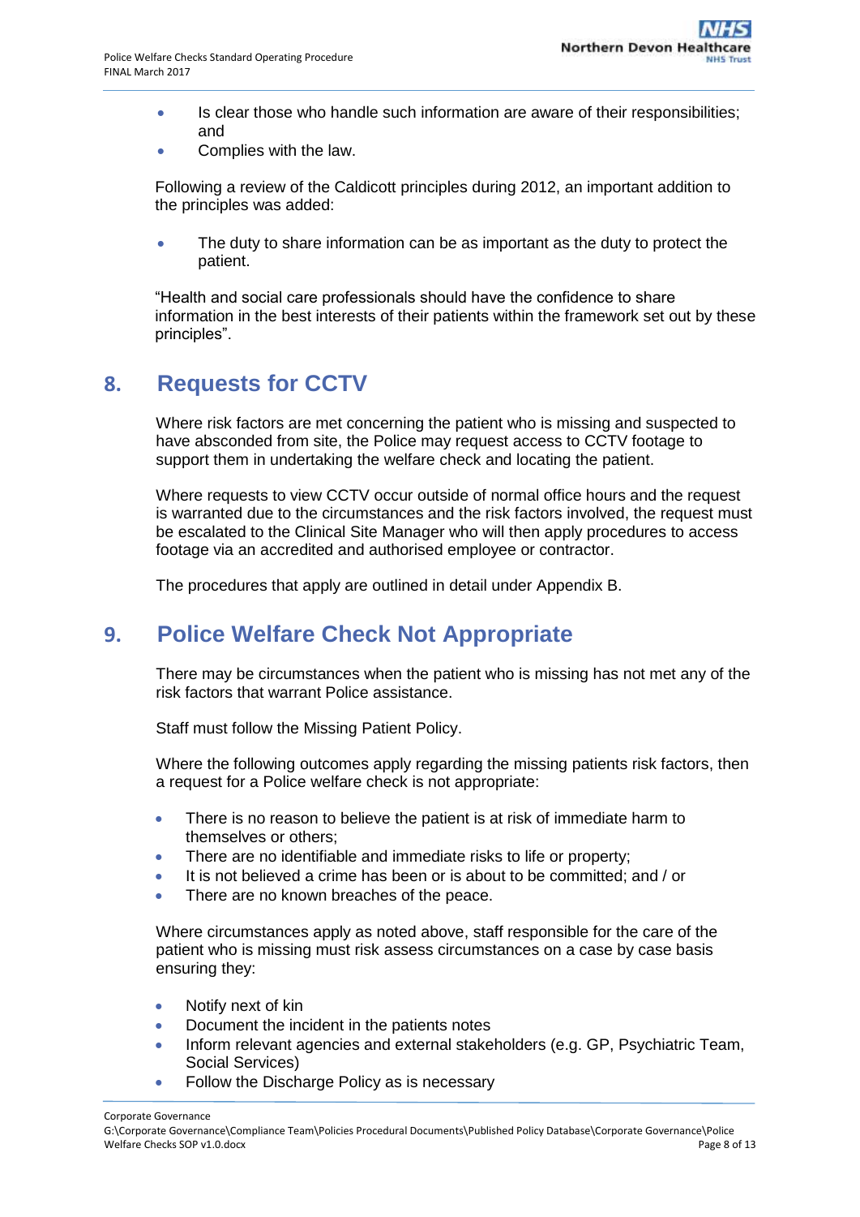- Is clear those who handle such information are aware of their responsibilities; and
- Complies with the law.

Following a review of the Caldicott principles during 2012, an important addition to the principles was added:

- The duty to share information can be as important as the duty to protect the patient.

"Health and social care professionals should have the confidence to share information in the best interests of their patients within the framework set out by these principles".

## 8. Requests for CCTV

Where risk factors are met concerning the patient who is missing and suspected to have absconded from site, the Police may request access to CCTV footage to support them in undertaking the welfare check and locating the patient.

Where requests to view CCTV occur outside of normal office hours and the request is warranted due to the circumstances and the risk factors involved, the request must be escalated to the Clinical Site Manager who will then apply procedures to access footage via an accredited and authorised employee or contractor.

The procedures that apply are outlined in detail under Appendix B.

## 9. Police Welfare Check Not Appropriate

There may be circumstances when the patient who is missing has not met any of the risk factors that warrant Police assistance.

Staff must follow the Missing Patient Policy.

Where the following outcomes apply regarding the missing patients risk factors, then a request for a Police welfare check is not appropriate:

- There is no reason to believe the patient is at risk of immediate harm to themselves or others;
- There are no identifiable and immediate risks to life or property;
- It is not believed a crime has been or is about to be committed; and / or
- There are no known breaches of the peace.

Where circumstances apply as noted above, staff responsible for the care of the patient who is missing must risk assess circumstances on a case by case basis ensuring they:

- Notify next of kin
- Document the incident in the patients notes
- Inform relevant agencies and external stakeholders (e.g. GP, Psychiatric Team, Social Services)
- Follow the Discharge Policy as is necessary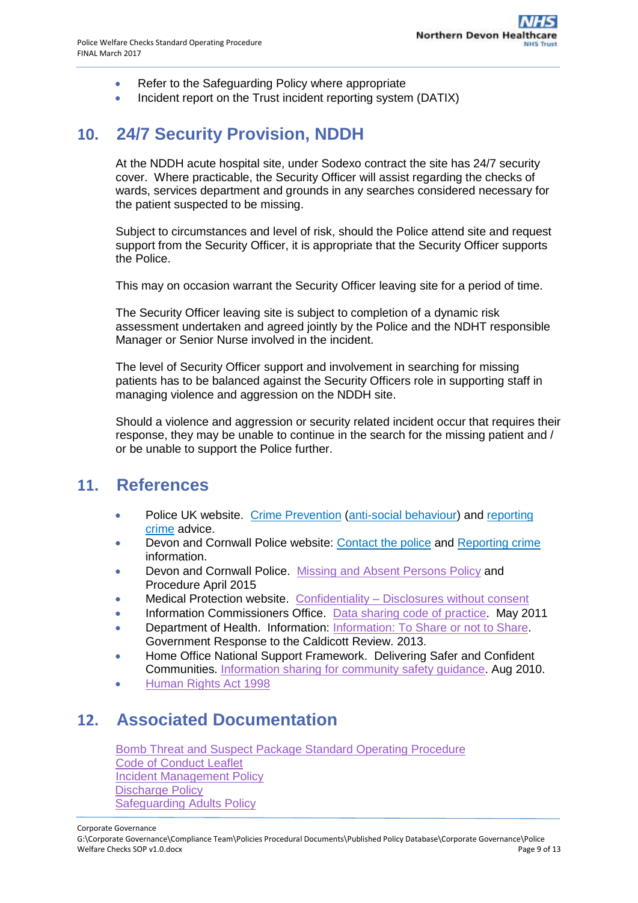- Refer to the Safeguarding Policy where appropriate
- Incident report on the Trust incident reporting system (DATIX)

## 10. 24/7 Security Provision, NDDH

At the NDDH acute hospital site, under Sodexo contract the site has 24/7 security cover. Where practicable, the Security Officer will assist regarding the checks of wards, services department and grounds in any searches considered necessary for the patient suspected to be missing.

Subject to circumstances and level of risk, should the Police attend site and request support from the Security Officer, it is appropriate that the Security Officer supports the Police.

This may on occasion warrant the Security Officer leaving site for a period of time.

The Security Officer leaving site is subject to completion of a dynamic risk assessment undertaken and agreed jointly by the Police and the NDHT responsible Manager or Senior Nurse involved in the incident.

The level of Security Officer support and involvement in searching for missing patients has to be balanced against the Security Officers role in supporting staff in managing violence and aggression on the NDDH site.

Should a violence and aggression or security related incident occur that requires their response, they may be unable to continue in the search for the missing patient and / or be unable to support the Police further.

## 11. References

- Police UK website. Crime Prevention (anti-social behaviour) and reporting crime advice.
- Devon and Cornwall Police website: Contact the police and Reporting crime information.
- Devon and Cornwall Police. Missing and Absent Persons Policy and Procedure April 2015
- Medical Protection website. Confidentiality – Disclosures without consent
- Information Commissioners Office. Data sharing code of practice. May 2011
- Department of Health. Information: Information: To Share or not to Share. Government Response to the Caldicott Review. 2013.
- Home Office National Support Framework. Delivering Safer and Confident Communities. Information sharing for community safety guidance. Aug 2010.
- Human Rights Act 1998

## 12. Associated Documentation

Bomb Threat and Suspect Package Standard Operating Procedure
Code of Conduct Leaflet
Incident Management Policy
Discharge Policy
Safeguarding Adults Policy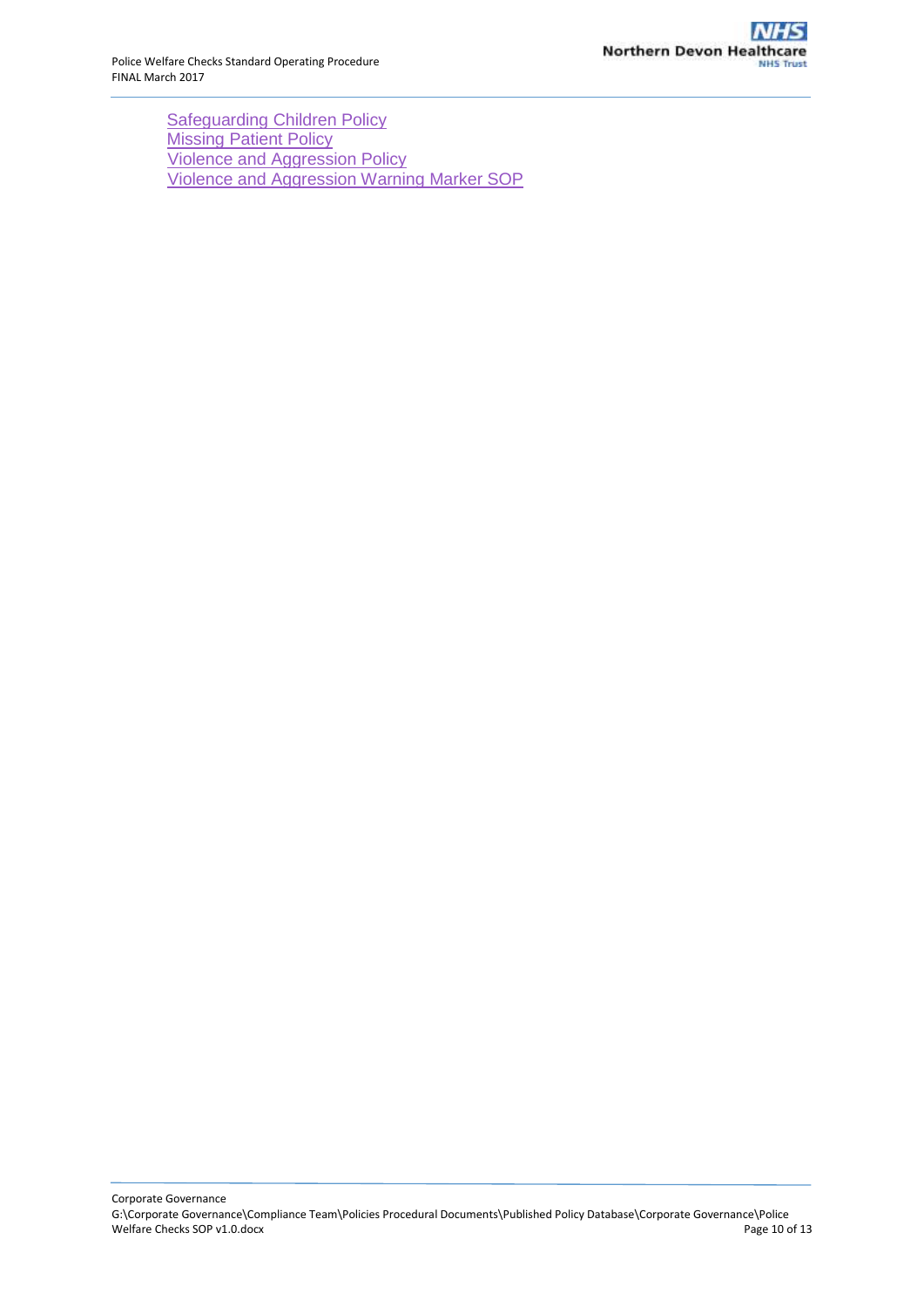Safeguarding Children Policy
Missing Patient Policy
Violence and Aggression Policy
Violence and Aggression Warning Marker SOP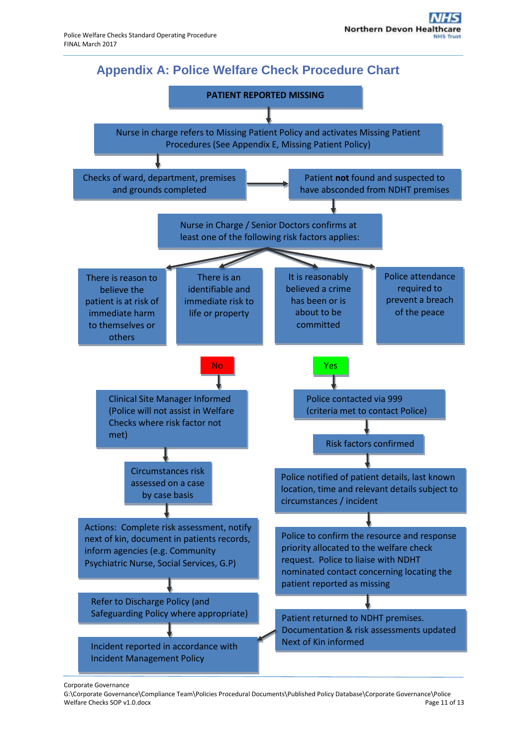## Appendix A: Police Welfare Check Procedure Chart

**PATIENT REPORTED MISSING**

↓

Nurse in charge refers to Missing Patient Policy and activates Missing Patient Procedures (See Appendix E, Missing Patient Policy)

↓

Checks of ward, department, premises and grounds completed → Patient **not** found and suspected to have absconded from NDHT premises

↓

Nurse in Charge / Senior Doctors confirms at least one of the following risk factors applies:

- There is reason to believe the patient is at risk of immediate harm to themselves or others
- There is an identifiable and immediate risk to life or property
- It is reasonably believed a crime has been or is about to be committed
- Police attendance required to prevent a breach of the peace

**No**

↓

Clinical Site Manager Informed (Police will not assist in Welfare Checks where risk factor not met)

↓

Circumstances risk assessed on a case by case basis

↓

Actions: Complete risk assessment, notify next of kin, document in patients records, inform agencies (e.g. Community Psychiatric Nurse, Social Services, G.P)

↓

Refer to Discharge Policy (and Safeguarding Policy where appropriate)

↓

Incident reported in accordance with Incident Management Policy

**Yes**

↓

Police contacted via 999 (criteria met to contact Police)

↓

Risk factors confirmed

↓

Police notified of patient details, last known location, time and relevant details subject to circumstances / incident

↓

Police to confirm the resource and response priority allocated to the welfare check request. Police to liaise with NDHT nominated contact concerning locating the patient reported as missing

↓

Patient returned to NDHT premises. Documentation & risk assessments updated Next of Kin informed

→ Incident reported in accordance with Incident Management Policy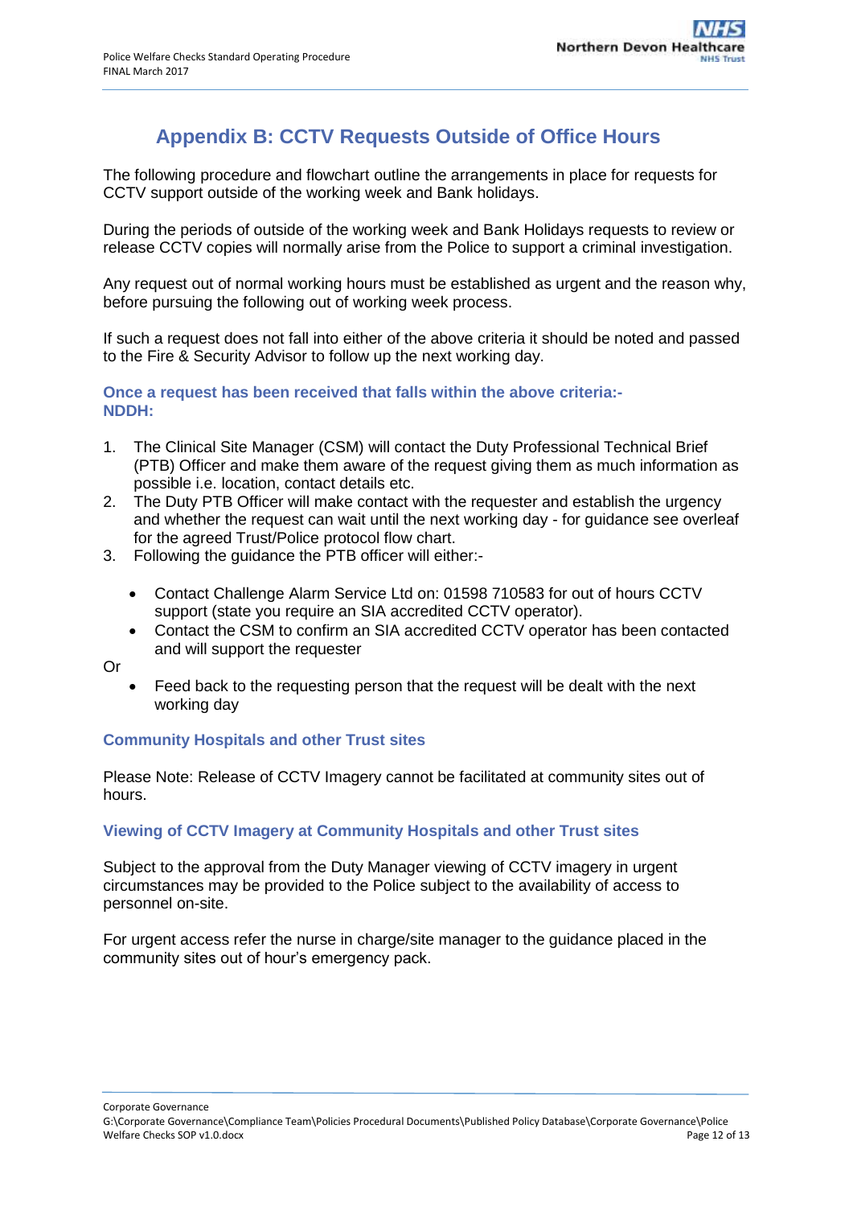# Appendix B: CCTV Requests Outside of Office Hours

The following procedure and flowchart outline the arrangements in place for requests for CCTV support outside of the working week and Bank holidays.

During the periods of outside of the working week and Bank Holidays requests to review or release CCTV copies will normally arise from the Police to support a criminal investigation.

Any request out of normal working hours must be established as urgent and the reason why, before pursuing the following out of working week process.

If such a request does not fall into either of the above criteria it should be noted and passed to the Fire & Security Advisor to follow up the next working day.

### Once a request has been received that falls within the above criteria:- NDDH:

1. The Clinical Site Manager (CSM) will contact the Duty Professional Technical Brief (PTB) Officer and make them aware of the request giving them as much information as possible i.e. location, contact details etc.
2. The Duty PTB Officer will make contact with the requester and establish the urgency and whether the request can wait until the next working day - for guidance see overleaf for the agreed Trust/Police protocol flow chart.
3. Following the guidance the PTB officer will either:-

   - Contact Challenge Alarm Service Ltd on: 01598 710583 for out of hours CCTV support (state you require an SIA accredited CCTV operator).
   - Contact the CSM to confirm an SIA accredited CCTV operator has been contacted and will support the requester

Or

   - Feed back to the requesting person that the request will be dealt with the next working day

### Community Hospitals and other Trust sites

Please Note: Release of CCTV Imagery cannot be facilitated at community sites out of hours.

### Viewing of CCTV Imagery at Community Hospitals and other Trust sites

Subject to the approval from the Duty Manager viewing of CCTV imagery in urgent circumstances may be provided to the Police subject to the availability of access to personnel on-site.

For urgent access refer the nurse in charge/site manager to the guidance placed in the community sites out of hour's emergency pack.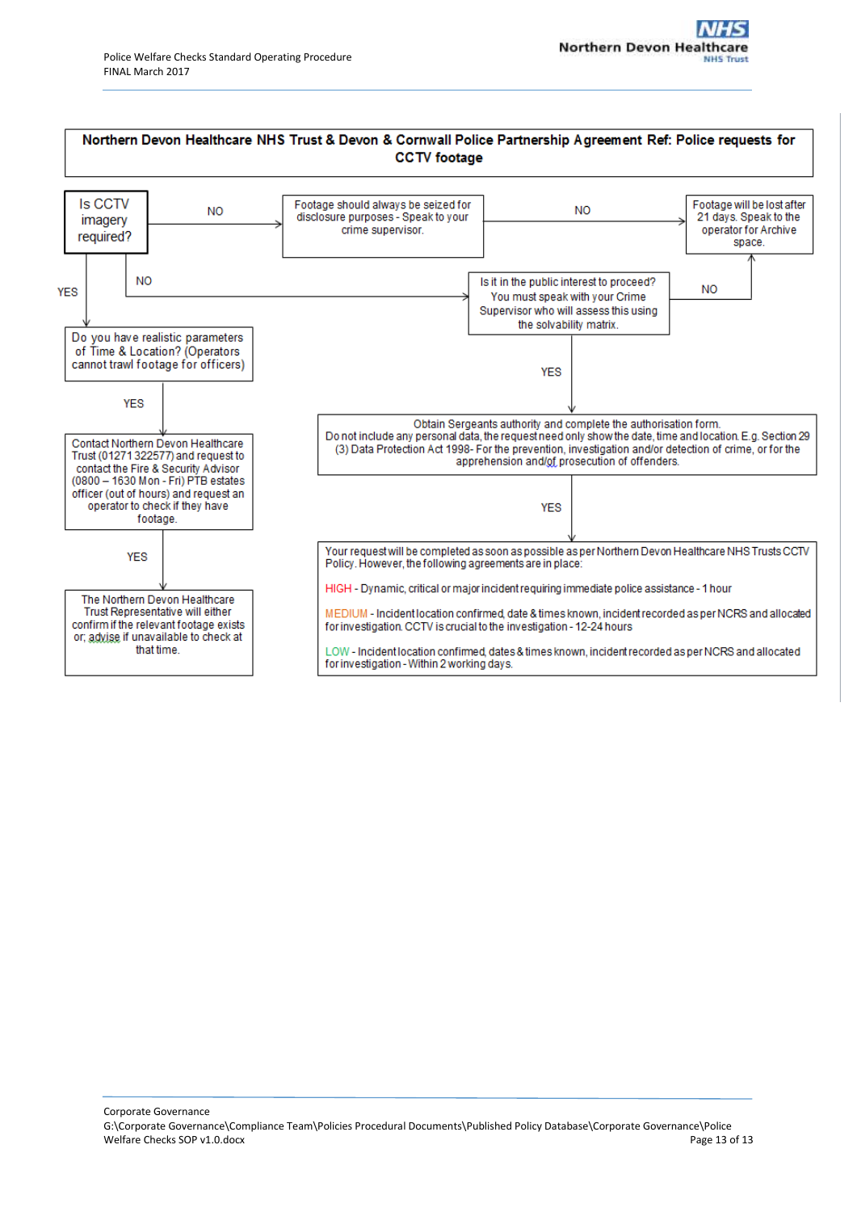**Northern Devon Healthcare NHS Trust & Devon & Cornwall Police Partnership Agreement Ref: Police requests for CCTV footage**

Is CCTV imagery required?

NO

Footage should always be seized for disclosure purposes - Speak to your crime supervisor.

NO

Footage will be lost after 21 days. Speak to the operator for Archive space.

YES

NO

Is it in the public interest to proceed? You must speak with your Crime Supervisor who will assess this using the solvability matrix.

NO

Do you have realistic parameters of Time & Location? (Operators cannot trawl footage for officers)

YES

YES

Obtain Sergeants authority and complete the authorisation form.
Do not include any personal data, the request need only show the date, time and location. E.g. Section 29 (3) Data Protection Act 1998- For the prevention, investigation and/or detection of crime, or for the apprehension and/of prosecution of offenders.

Contact Northern Devon Healthcare Trust (01271 322577) and request to contact the Fire & Security Advisor (0800 – 1630 Mon - Fri) PTB estates officer (out of hours) and request an operator to check if they have footage.

YES

YES

Your request will be completed as soon as possible as per Northern Devon Healthcare NHS Trusts CCTV Policy. However, the following agreements are in place:

HIGH - Dynamic, critical or major incident requiring immediate police assistance - 1 hour

MEDIUM - Incident location confirmed, date & times known, incident recorded as per NCRS and allocated for investigation. CCTV is crucial to the investigation - 12-24 hours

LOW - Incident location confirmed, dates & times known, incident recorded as per NCRS and allocated for investigation - Within 2 working days.

The Northern Devon Healthcare Trust Representative will either confirm if the relevant footage exists or; advise if unavailable to check at that time.